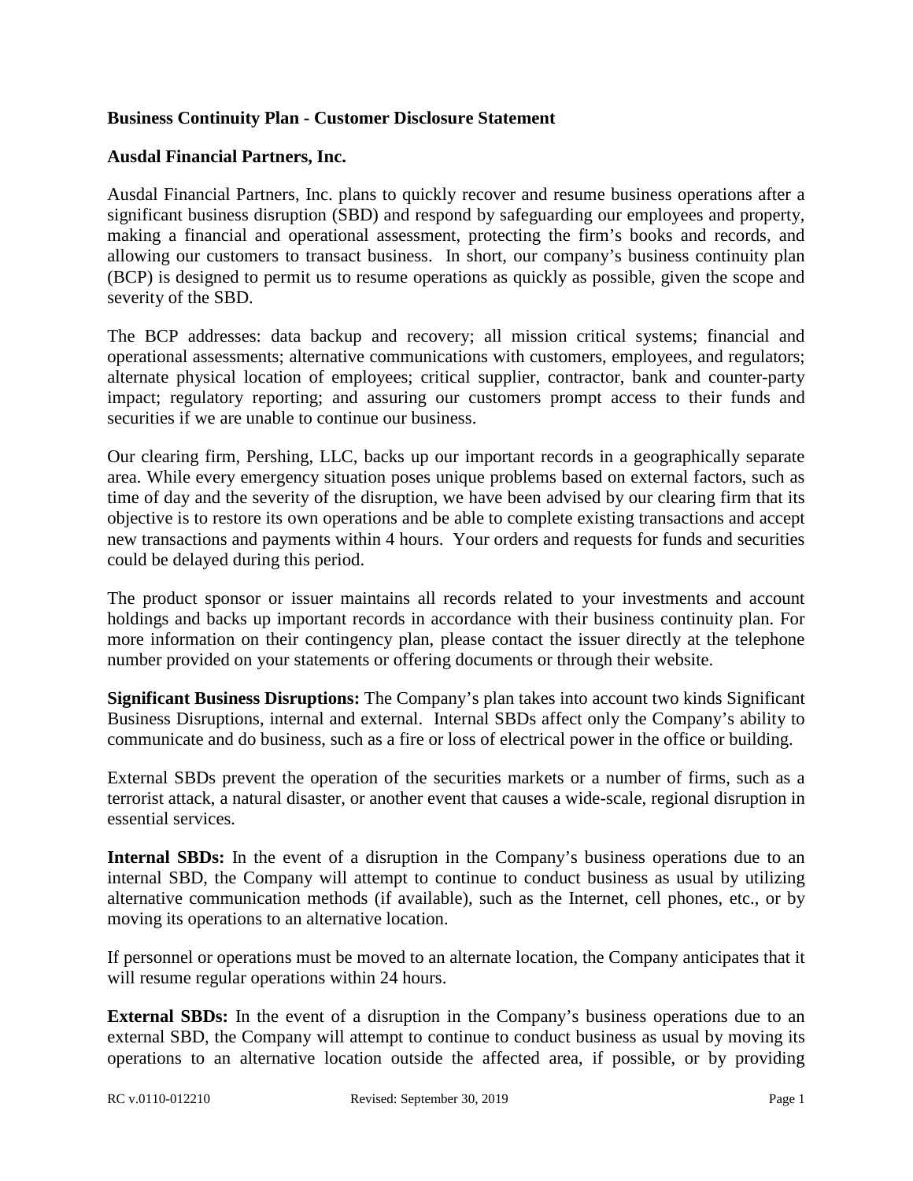**Business Continuity Plan - Customer Disclosure Statement**

**Ausdal Financial Partners, Inc.**

Ausdal Financial Partners, Inc. plans to quickly recover and resume business operations after a significant business disruption (SBD) and respond by safeguarding our employees and property, making a financial and operational assessment, protecting the firm's books and records, and allowing our customers to transact business. In short, our company's business continuity plan (BCP) is designed to permit us to resume operations as quickly as possible, given the scope and severity of the SBD.

The BCP addresses: data backup and recovery; all mission critical systems; financial and operational assessments; alternative communications with customers, employees, and regulators; alternate physical location of employees; critical supplier, contractor, bank and counter-party impact; regulatory reporting; and assuring our customers prompt access to their funds and securities if we are unable to continue our business.

Our clearing firm, Pershing, LLC, backs up our important records in a geographically separate area. While every emergency situation poses unique problems based on external factors, such as time of day and the severity of the disruption, we have been advised by our clearing firm that its objective is to restore its own operations and be able to complete existing transactions and accept new transactions and payments within 4 hours. Your orders and requests for funds and securities could be delayed during this period.

The product sponsor or issuer maintains all records related to your investments and account holdings and backs up important records in accordance with their business continuity plan. For more information on their contingency plan, please contact the issuer directly at the telephone number provided on your statements or offering documents or through their website.

**Significant Business Disruptions:** The Company's plan takes into account two kinds Significant Business Disruptions, internal and external. Internal SBDs affect only the Company's ability to communicate and do business, such as a fire or loss of electrical power in the office or building.

External SBDs prevent the operation of the securities markets or a number of firms, such as a terrorist attack, a natural disaster, or another event that causes a wide-scale, regional disruption in essential services.

**Internal SBDs:** In the event of a disruption in the Company's business operations due to an internal SBD, the Company will attempt to continue to conduct business as usual by utilizing alternative communication methods (if available), such as the Internet, cell phones, etc., or by moving its operations to an alternative location.

If personnel or operations must be moved to an alternate location, the Company anticipates that it will resume regular operations within 24 hours.

**External SBDs:** In the event of a disruption in the Company's business operations due to an external SBD, the Company will attempt to continue to conduct business as usual by moving its operations to an alternative location outside the affected area, if possible, or by providing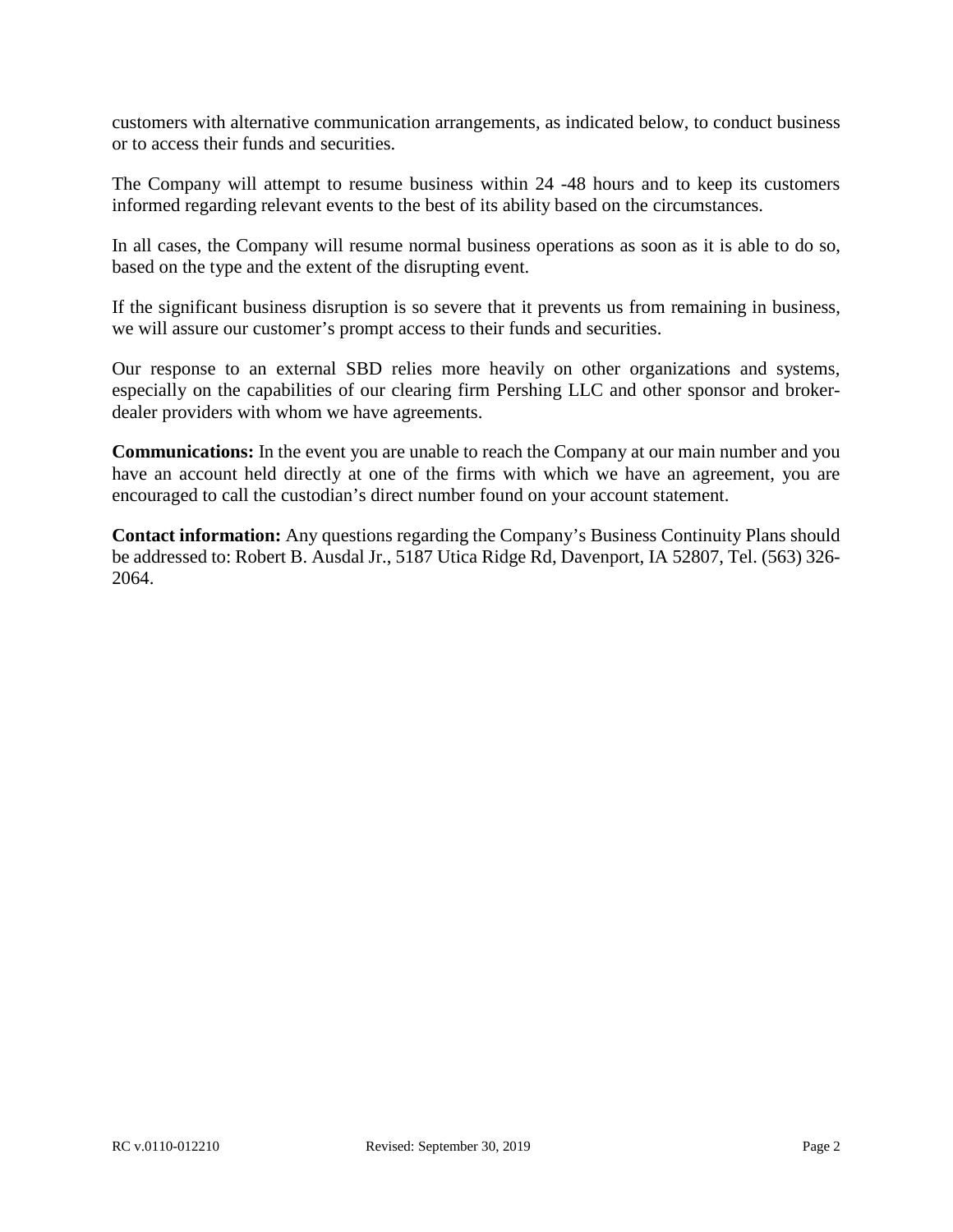customers with alternative communication arrangements, as indicated below, to conduct business or to access their funds and securities.

The Company will attempt to resume business within 24 -48 hours and to keep its customers informed regarding relevant events to the best of its ability based on the circumstances.

In all cases, the Company will resume normal business operations as soon as it is able to do so, based on the type and the extent of the disrupting event.

If the significant business disruption is so severe that it prevents us from remaining in business, we will assure our customer's prompt access to their funds and securities.

Our response to an external SBD relies more heavily on other organizations and systems, especially on the capabilities of our clearing firm Pershing LLC and other sponsor and broker-dealer providers with whom we have agreements.

**Communications:** In the event you are unable to reach the Company at our main number and you have an account held directly at one of the firms with which we have an agreement, you are encouraged to call the custodian's direct number found on your account statement.

**Contact information:** Any questions regarding the Company's Business Continuity Plans should be addressed to: Robert B. Ausdal Jr., 5187 Utica Ridge Rd, Davenport, IA 52807, Tel. (563) 326-2064.